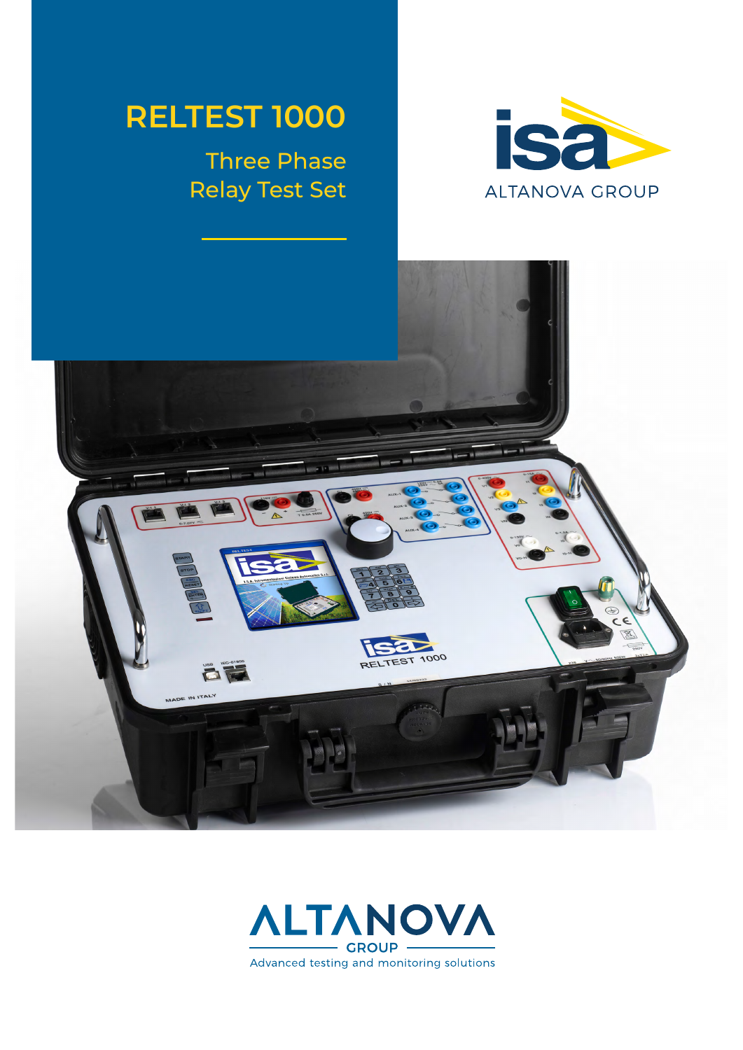# RELTEST 1000

## Three Phase Relay Test Set

isa

ALTANOVA GROUP

ALTANOVA GROUP

Advanced testing and monitoring solutions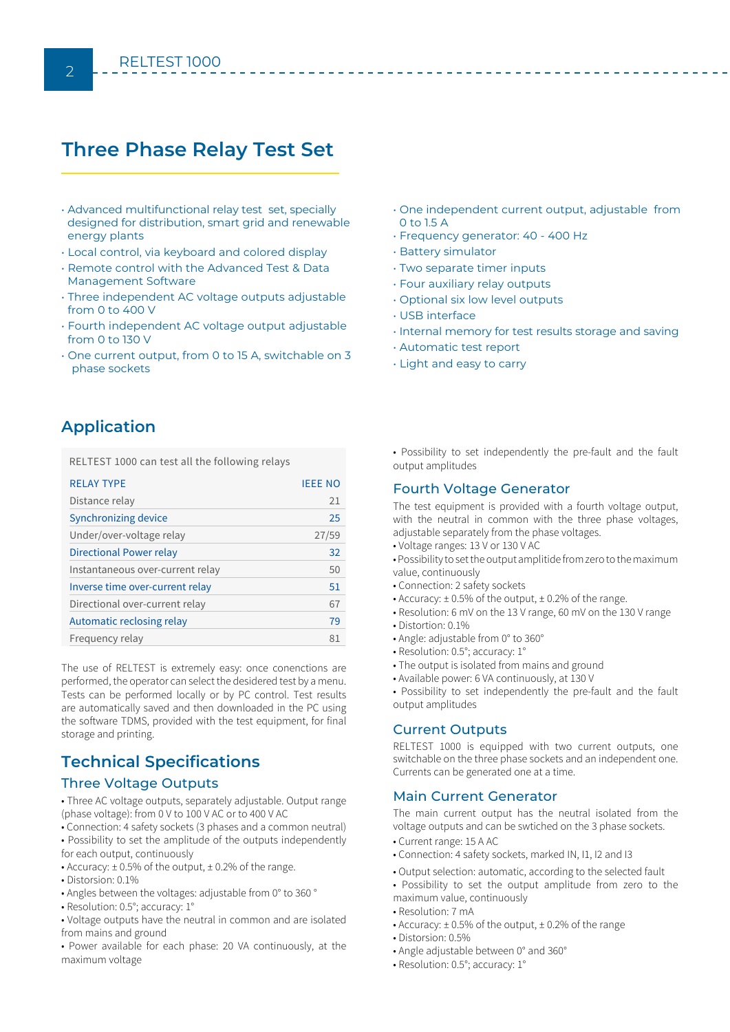# Three Phase Relay Test Set

- Advanced multifunctional relay test set, specially designed for distribution, smart grid and renewable energy plants
- Local control, via keyboard and colored display
- Remote control with the Advanced Test & Data Management Software
- Three independent AC voltage outputs adjustable from 0 to 400 V
- Fourth independent AC voltage output adjustable from 0 to 130 V
- One current output, from 0 to 15 A, switchable on 3 phase sockets
- One independent current output, adjustable from 0 to 1.5 A
- Frequency generator: 40 - 400 Hz
- Battery simulator
- Two separate timer inputs
- Four auxiliary relay outputs
- Optional six low level outputs
- USB interface
- Internal memory for test results storage and saving
- Automatic test report
- Light and easy to carry

## Application

RELTEST 1000 can test all the following relays

| RELAY TYPE | IEEE NO |
|---|---|
| Distance relay | 21 |
| Synchronizing device | 25 |
| Under/over-voltage relay | 27/59 |
| Directional Power relay | 32 |
| Instantaneous over-current relay | 50 |
| Inverse time over-current relay | 51 |
| Directional over-current relay | 67 |
| Automatic reclosing relay | 79 |
| Frequency relay | 81 |

The use of RELTEST is extremely easy: once conenctions are performed, the operator can select the desidered test by a menu. Tests can be performed locally or by PC control. Test results are automatically saved and then downloaded in the PC using the software TDMS, provided with the test equipment, for final storage and printing.

## Technical Specifications

### Three Voltage Outputs

- Three AC voltage outputs, separately adjustable. Output range (phase voltage): from 0 V to 100 V AC or to 400 V AC
- Connection: 4 safety sockets (3 phases and a common neutral)
- Possibility to set the amplitude of the outputs independently for each output, continuously
- Accuracy: ± 0.5% of the output, ± 0.2% of the range.
- Distorsion: 0.1%
- Angles between the voltages: adjustable from 0° to 360 °
- Resolution: 0.5°; accuracy: 1°
- Voltage outputs have the neutral in common and are isolated from mains and ground
- Power available for each phase: 20 VA continuously, at the maximum voltage
- Possibility to set independently the pre-fault and the fault output amplitudes

### Fourth Voltage Generator

The test equipment is provided with a fourth voltage output, with the neutral in common with the three phase voltages, adjustable separately from the phase voltages.

- Voltage ranges: 13 V or 130 V AC
- Possibility to set the output amplitide from zero to the maximum value, continuously
- Connection: 2 safety sockets
- Accuracy: ± 0.5% of the output, ± 0.2% of the range.
- Resolution: 6 mV on the 13 V range, 60 mV on the 130 V range
- Distortion: 0.1%
- Angle: adjustable from 0° to 360°
- Resolution: 0.5°; accuracy: 1°
- The output is isolated from mains and ground
- Available power: 6 VA continuously, at 130 V
- Possibility to set independently the pre-fault and the fault output amplitudes

### Current Outputs

RELTEST 1000 is equipped with two current outputs, one switchable on the three phase sockets and an independent one. Currents can be generated one at a time.

### Main Current Generator

The main current output has the neutral isolated from the voltage outputs and can be swtiched on the 3 phase sockets.

- Current range: 15 A AC
- Connection: 4 safety sockets, marked IN, I1, I2 and I3
- Output selection: automatic, according to the selected fault
- Possibility to set the output amplitude from zero to the maximum value, continuously
- Resolution: 7 mA
- Accuracy: ± 0.5% of the output, ± 0.2% of the range
- Distorsion: 0.5%
- Angle adjustable between 0° and 360°
- Resolution: 0.5°; accuracy: 1°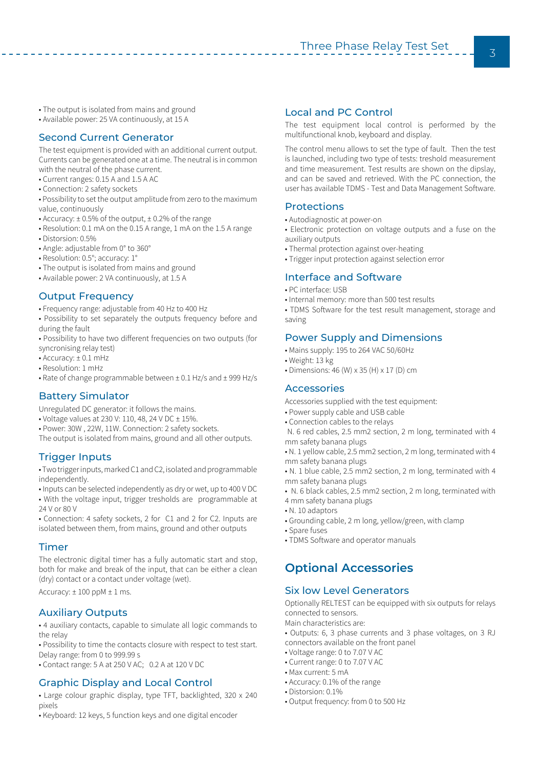- The output is isolated from mains and ground
- Available power: 25 VA continuously, at 15 A

## Second Current Generator

The test equipment is provided with an additional current output. Currents can be generated one at a time. The neutral is in common with the neutral of the phase current.

- Current ranges: 0.15 A and 1.5 A AC
- Connection: 2 safety sockets
- Possibility to set the output amplitude from zero to the maximum value, continuously
- Accuracy: ± 0.5% of the output, ± 0.2% of the range
- Resolution: 0.1 mA on the 0.15 A range, 1 mA on the 1.5 A range
- Distorsion: 0.5%
- Angle: adjustable from 0° to 360°
- Resolution: 0.5°; accuracy: 1°
- The output is isolated from mains and ground
- Available power: 2 VA continuously, at 1.5 A

## Output Frequency

- Frequency range: adjustable from 40 Hz to 400 Hz
- Possibility to set separately the outputs frequency before and during the fault
- Possibility to have two different frequencies on two outputs (for syncronising relay test)
- Accuracy: ± 0.1 mHz
- Resolution: 1 mHz
- Rate of change programmable between ± 0.1 Hz/s and ± 999 Hz/s

## Battery Simulator

Unregulated DC generator: it follows the mains.

- Voltage values at 230 V: 110, 48, 24 V DC ± 15%.
- Power: 30W , 22W, 11W. Connection: 2 safety sockets.

The output is isolated from mains, ground and all other outputs.

## Trigger Inputs

- Two trigger inputs, marked C1 and C2, isolated and programmable independently.
- Inputs can be selected independently as dry or wet, up to 400 V DC
- With the voltage input, trigger tresholds are programmable at 24 V or 80 V
- Connection: 4 safety sockets, 2 for C1 and 2 for C2. Inputs are isolated between them, from mains, ground and other outputs

## Timer

The electronic digital timer has a fully automatic start and stop, both for make and break of the input, that can be either a clean (dry) contact or a contact under voltage (wet).

Accuracy: ± 100 ppM ± 1 ms.

## Auxiliary Outputs

- 4 auxiliary contacts, capable to simulate all logic commands to the relay
- Possibility to time the contacts closure with respect to test start. Delay range: from 0 to 999.99 s
- Contact range: 5 A at 250 V AC; 0.2 A at 120 V DC

## Graphic Display and Local Control

- Large colour graphic display, type TFT, backlighted, 320 x 240 pixels
- Keyboard: 12 keys, 5 function keys and one digital encoder

## Local and PC Control

The test equipment local control is performed by the multifunctional knob, keyboard and display.

The control menu allows to set the type of fault. Then the test is launched, including two type of tests: treshold measurement and time measurement. Test results are shown on the dipslay, and can be saved and retrieved. With the PC connection, the user has available TDMS - Test and Data Management Software.

## Protections

- Autodiagnostic at power-on
- Electronic protection on voltage outputs and a fuse on the auxiliary outputs
- Thermal protection against over-heating
- Trigger input protection against selection error

## Interface and Software

- PC interface: USB
- Internal memory: more than 500 test results
- TDMS Software for the test result management, storage and saving

## Power Supply and Dimensions

- Mains supply: 195 to 264 VAC 50/60Hz
- Weight: 13 kg
- Dimensions: 46 (W) x 35 (H) x 17 (D) cm

## Accessories

Accessories supplied with the test equipment:

- Power supply cable and USB cable
- Connection cables to the relays

N. 6 red cables, 2.5 mm2 section, 2 m long, terminated with 4 mm safety banana plugs

- N. 1 yellow cable, 2.5 mm2 section, 2 m long, terminated with 4 mm safety banana plugs
- N. 1 blue cable, 2.5 mm2 section, 2 m long, terminated with 4 mm safety banana plugs
- N. 6 black cables, 2.5 mm2 section, 2 m long, terminated with 4 mm safety banana plugs
- N. 10 adaptors
- Grounding cable, 2 m long, yellow/green, with clamp
- Spare fuses
- TDMS Software and operator manuals

# Optional Accessories

## Six low Level Generators

Optionally RELTEST can be equipped with six outputs for relays connected to sensors.

Main characteristics are:

- Outputs: 6, 3 phase currents and 3 phase voltages, on 3 RJ connectors available on the front panel
- Voltage range: 0 to 7.07 V AC
- Current range: 0 to 7.07 V AC
- Max current: 5 mA
- Accuracy: 0.1% of the range
- Distorsion: 0.1%
- Output frequency: from 0 to 500 Hz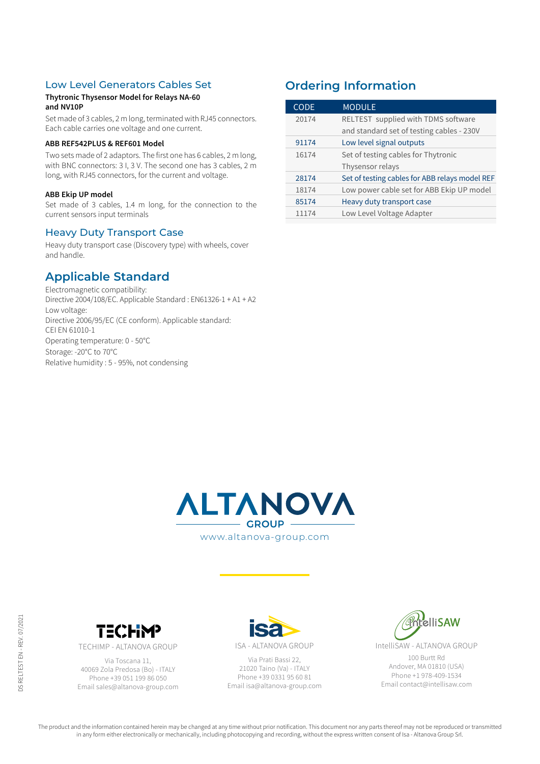## Low Level Generators Cables Set

**Thytronic Thysensor Model for Relays NA-60 and NV10P**

Set made of 3 cables, 2 m long, terminated with RJ45 connectors. Each cable carries one voltage and one current.

**ABB REF542PLUS & REF601 Model**

Two sets made of 2 adaptors. The first one has 6 cables, 2 m long, with BNC connectors: 3 I, 3 V. The second one has 3 cables, 2 m long, with RJ45 connectors, for the current and voltage.

**ABB Ekip UP model**

Set made of 3 cables, 1.4 m long, for the connection to the current sensors input terminals

## Heavy Duty Transport Case

Heavy duty transport case (Discovery type) with wheels, cover and handle.

## Applicable Standard

Electromagnetic compatibility:
Directive 2004/108/EC. Applicable Standard : EN61326-1 + A1 + A2
Low voltage:
Directive 2006/95/EC (CE conform). Applicable standard:
CEI EN 61010-1
Operating temperature: 0 - 50°C
Storage: -20°C to 70°C
Relative humidity : 5 - 95%, not condensing

## Ordering Information

| CODE | MODULE |
|---|---|
| 20174 | RELTEST supplied with TDMS software and standard set of testing cables - 230V |
| 91174 | Low level signal outputs |
| 16174 | Set of testing cables for Thytronic Thysensor relays |
| 28174 | Set of testing cables for ABB relays model REF |
| 18174 | Low power cable set for ABB Ekip UP model |
| 85174 | Heavy duty transport case |
| 11174 | Low Level Voltage Adapter |

ALTANOVA GROUP
www.altanova-group.com

TECHIMP - ALTANOVA GROUP
Via Toscana 11,
40069 Zola Predosa (Bo) - ITALY
Phone +39 051 199 86 050
Email sales@altanova-group.com

ISA - ALTANOVA GROUP
Via Prati Bassi 22,
21020 Taino (Va) - ITALY
Phone +39 0331 95 60 81
Email isa@altanova-group.com

IntelliSAW - ALTANOVA GROUP
100 Burtt Rd
Andover, MA 01810 (USA)
Phone +1 978-409-1534
Email contact@intellisaw.com

DS RELTEST EN - REV. 07/2021

The product and the information contained herein may be changed at any time without prior notification. This document nor any parts thereof may not be reproduced or transmitted in any form either electronically or mechanically, including photocopying and recording, without the express written consent of Isa - Altanova Group Srl.